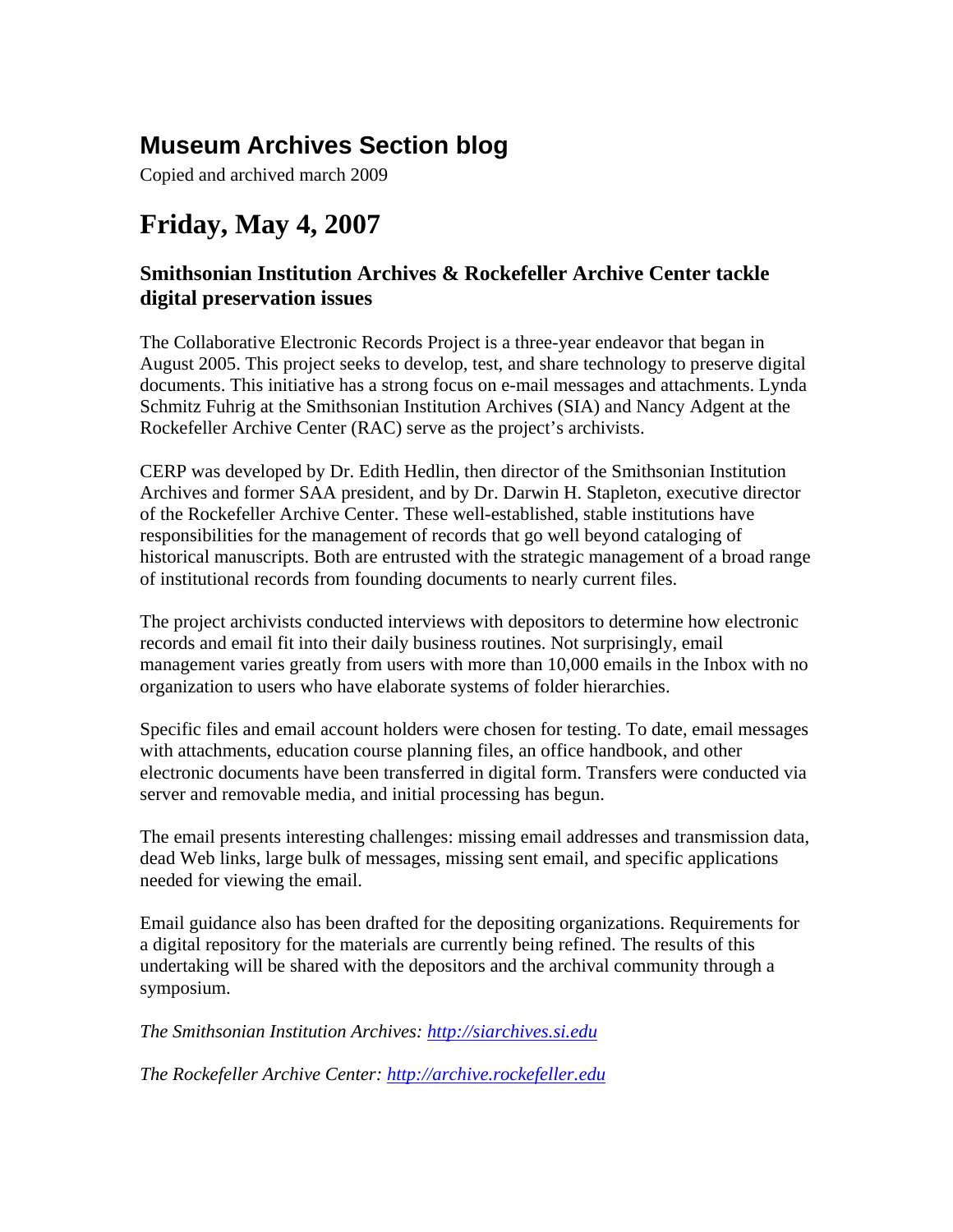# Museum Archives Section blog

Copied and archived march 2009

# Friday, May 4, 2007

### Smithsonian Institution Archives & Rockefeller Archive Center tackle digital preservation issues

The Collaborative Electronic Records Project is a three-year endeavor that began in August 2005. This project seeks to develop, test, and share technology to preserve digital documents. This initiative has a strong focus on e-mail messages and attachments. Lynda Schmitz Fuhrig at the Smithsonian Institution Archives (SIA) and Nancy Adgent at the Rockefeller Archive Center (RAC) serve as the project's archivists.

CERP was developed by Dr. Edith Hedlin, then director of the Smithsonian Institution Archives and former SAA president, and by Dr. Darwin H. Stapleton, executive director of the Rockefeller Archive Center. These well-established, stable institutions have responsibilities for the management of records that go well beyond cataloging of historical manuscripts. Both are entrusted with the strategic management of a broad range of institutional records from founding documents to nearly current files.

The project archivists conducted interviews with depositors to determine how electronic records and email fit into their daily business routines. Not surprisingly, email management varies greatly from users with more than 10,000 emails in the Inbox with no organization to users who have elaborate systems of folder hierarchies.

Specific files and email account holders were chosen for testing. To date, email messages with attachments, education course planning files, an office handbook, and other electronic documents have been transferred in digital form. Transfers were conducted via server and removable media, and initial processing has begun.

The email presents interesting challenges: missing email addresses and transmission data, dead Web links, large bulk of messages, missing sent email, and specific applications needed for viewing the email.

Email guidance also has been drafted for the depositing organizations. Requirements for a digital repository for the materials are currently being refined. The results of this undertaking will be shared with the depositors and the archival community through a symposium.

*The Smithsonian Institution Archives:* [http://siarchives.si.edu](http://siarchives.si.edu)

*The Rockefeller Archive Center:* [http://archive.rockefeller.edu](http://archive.rockefeller.edu)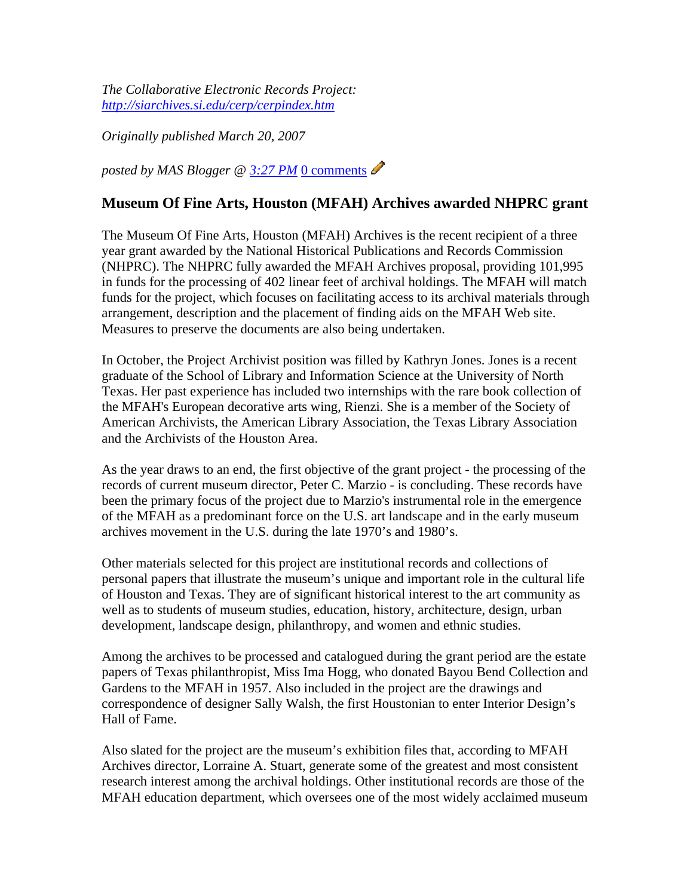*The Collaborative Electronic Records Project:*
*[http://siarchives.si.edu/cerp/cerpindex.htm](http://siarchives.si.edu/cerp/cerpindex.htm)*

*Originally published March 20, 2007*

*posted by MAS Blogger @ [3:27 PM](#)* [0 comments](#)

## Museum Of Fine Arts, Houston (MFAH) Archives awarded NHPRC grant

The Museum Of Fine Arts, Houston (MFAH) Archives is the recent recipient of a three year grant awarded by the National Historical Publications and Records Commission (NHPRC). The NHPRC fully awarded the MFAH Archives proposal, providing 101,995 in funds for the processing of 402 linear feet of archival holdings. The MFAH will match funds for the project, which focuses on facilitating access to its archival materials through arrangement, description and the placement of finding aids on the MFAH Web site. Measures to preserve the documents are also being undertaken.

In October, the Project Archivist position was filled by Kathryn Jones. Jones is a recent graduate of the School of Library and Information Science at the University of North Texas. Her past experience has included two internships with the rare book collection of the MFAH's European decorative arts wing, Rienzi. She is a member of the Society of American Archivists, the American Library Association, the Texas Library Association and the Archivists of the Houston Area.

As the year draws to an end, the first objective of the grant project - the processing of the records of current museum director, Peter C. Marzio - is concluding. These records have been the primary focus of the project due to Marzio's instrumental role in the emergence of the MFAH as a predominant force on the U.S. art landscape and in the early museum archives movement in the U.S. during the late 1970's and 1980's.

Other materials selected for this project are institutional records and collections of personal papers that illustrate the museum's unique and important role in the cultural life of Houston and Texas. They are of significant historical interest to the art community as well as to students of museum studies, education, history, architecture, design, urban development, landscape design, philanthropy, and women and ethnic studies.

Among the archives to be processed and catalogued during the grant period are the estate papers of Texas philanthropist, Miss Ima Hogg, who donated Bayou Bend Collection and Gardens to the MFAH in 1957. Also included in the project are the drawings and correspondence of designer Sally Walsh, the first Houstonian to enter Interior Design's Hall of Fame.

Also slated for the project are the museum's exhibition files that, according to MFAH Archives director, Lorraine A. Stuart, generate some of the greatest and most consistent research interest among the archival holdings. Other institutional records are those of the MFAH education department, which oversees one of the most widely acclaimed museum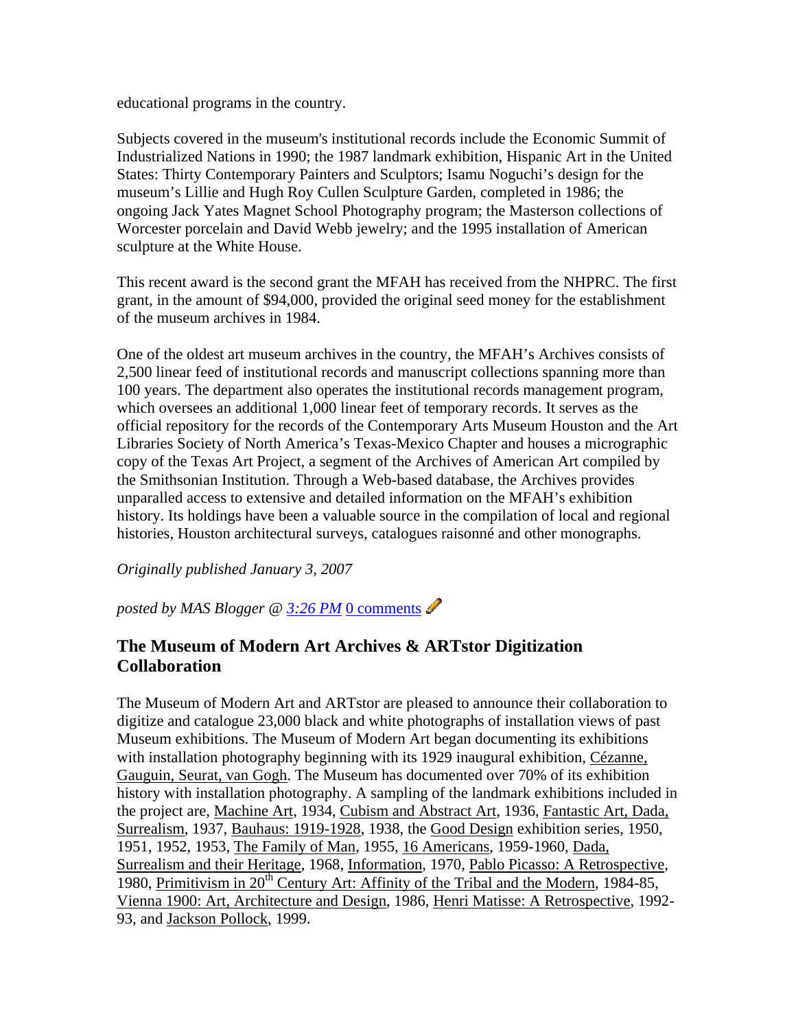educational programs in the country.

Subjects covered in the museum's institutional records include the Economic Summit of Industrialized Nations in 1990; the 1987 landmark exhibition, Hispanic Art in the United States: Thirty Contemporary Painters and Sculptors; Isamu Noguchi's design for the museum's Lillie and Hugh Roy Cullen Sculpture Garden, completed in 1986; the ongoing Jack Yates Magnet School Photography program; the Masterson collections of Worcester porcelain and David Webb jewelry; and the 1995 installation of American sculpture at the White House.

This recent award is the second grant the MFAH has received from the NHPRC. The first grant, in the amount of $94,000, provided the original seed money for the establishment of the museum archives in 1984.

One of the oldest art museum archives in the country, the MFAH's Archives consists of 2,500 linear feed of institutional records and manuscript collections spanning more than 100 years. The department also operates the institutional records management program, which oversees an additional 1,000 linear feet of temporary records. It serves as the official repository for the records of the Contemporary Arts Museum Houston and the Art Libraries Society of North America's Texas-Mexico Chapter and houses a micrographic copy of the Texas Art Project, a segment of the Archives of American Art compiled by the Smithsonian Institution. Through a Web-based database, the Archives provides unparalled access to extensive and detailed information on the MFAH's exhibition history. Its holdings have been a valuable source in the compilation of local and regional histories, Houston architectural surveys, catalogues raisonné and other monographs.

*Originally published January 3, 2007*

*posted by MAS Blogger @ 3:26 PM* 0 comments

## The Museum of Modern Art Archives & ARTstor Digitization Collaboration

The Museum of Modern Art and ARTstor are pleased to announce their collaboration to digitize and catalogue 23,000 black and white photographs of installation views of past Museum exhibitions. The Museum of Modern Art began documenting its exhibitions with installation photography beginning with its 1929 inaugural exhibition, Cézanne, Gauguin, Seurat, van Gogh. The Museum has documented over 70% of its exhibition history with installation photography. A sampling of the landmark exhibitions included in the project are, Machine Art, 1934, Cubism and Abstract Art, 1936, Fantastic Art, Dada, Surrealism, 1937, Bauhaus: 1919-1928, 1938, the Good Design exhibition series, 1950, 1951, 1952, 1953, The Family of Man, 1955, 16 Americans, 1959-1960, Dada, Surrealism and their Heritage, 1968, Information, 1970, Pablo Picasso: A Retrospective, 1980, Primitivism in 20th Century Art: Affinity of the Tribal and the Modern, 1984-85, Vienna 1900: Art, Architecture and Design, 1986, Henri Matisse: A Retrospective, 1992-93, and Jackson Pollock, 1999.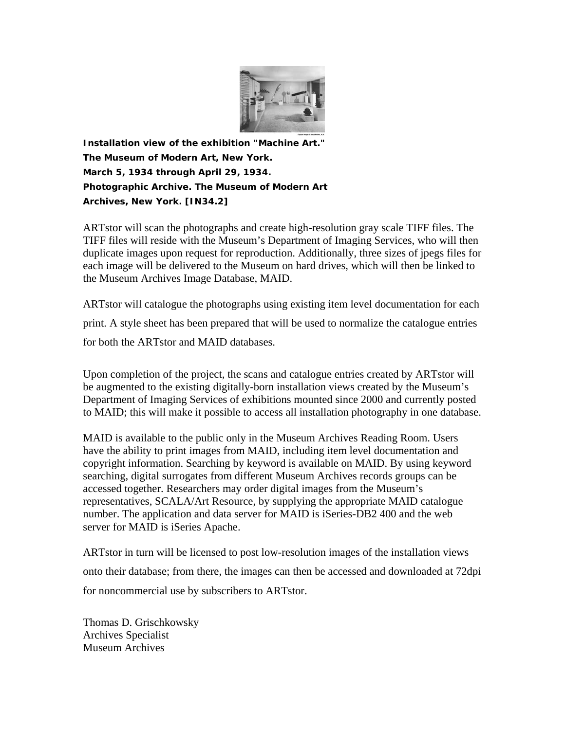**Installation view of the exhibition "Machine Art."**
**The Museum of Modern Art, New York.**
**March 5, 1934 through April 29, 1934.**
**Photographic Archive. The Museum of Modern Art Archives, New York. [IN34.2]**

ARTstor will scan the photographs and create high-resolution gray scale TIFF files. The TIFF files will reside with the Museum's Department of Imaging Services, who will then duplicate images upon request for reproduction. Additionally, three sizes of jpegs files for each image will be delivered to the Museum on hard drives, which will then be linked to the Museum Archives Image Database, MAID.

ARTstor will catalogue the photographs using existing item level documentation for each print. A style sheet has been prepared that will be used to normalize the catalogue entries for both the ARTstor and MAID databases.

Upon completion of the project, the scans and catalogue entries created by ARTstor will be augmented to the existing digitally-born installation views created by the Museum's Department of Imaging Services of exhibitions mounted since 2000 and currently posted to MAID; this will make it possible to access all installation photography in one database.

MAID is available to the public only in the Museum Archives Reading Room. Users have the ability to print images from MAID, including item level documentation and copyright information. Searching by keyword is available on MAID. By using keyword searching, digital surrogates from different Museum Archives records groups can be accessed together. Researchers may order digital images from the Museum's representatives, SCALA/Art Resource, by supplying the appropriate MAID catalogue number. The application and data server for MAID is iSeries-DB2 400 and the web server for MAID is iSeries Apache.

ARTstor in turn will be licensed to post low-resolution images of the installation views onto their database; from there, the images can then be accessed and downloaded at 72dpi for noncommercial use by subscribers to ARTstor.

Thomas D. Grischkowsky
Archives Specialist
Museum Archives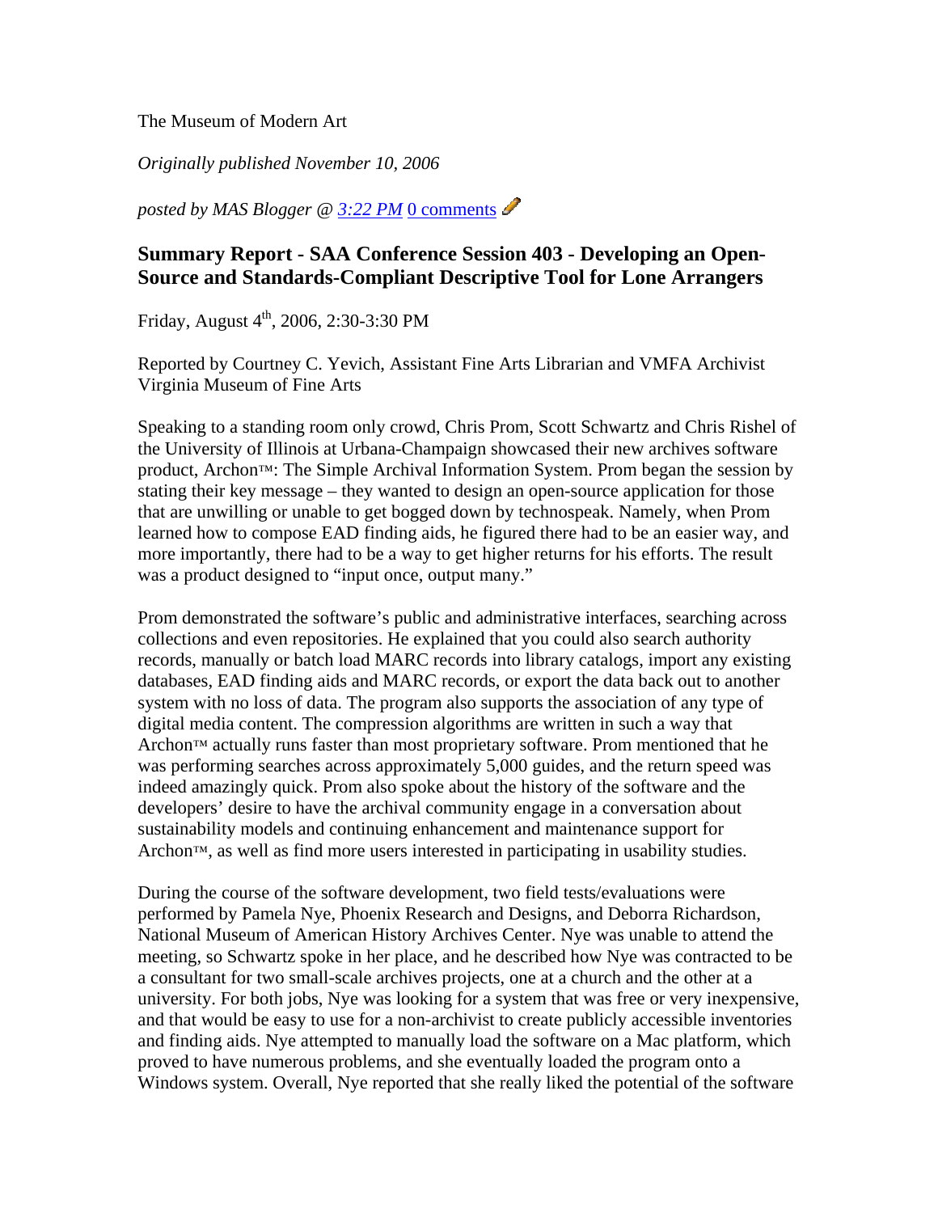The Museum of Modern Art

*Originally published November 10, 2006*

*posted by MAS Blogger @ 3:22 PM* 0 comments

### Summary Report - SAA Conference Session 403 - Developing an Open-Source and Standards-Compliant Descriptive Tool for Lone Arrangers

Friday, August 4th, 2006, 2:30-3:30 PM

Reported by Courtney C. Yevich, Assistant Fine Arts Librarian and VMFA Archivist
Virginia Museum of Fine Arts

Speaking to a standing room only crowd, Chris Prom, Scott Schwartz and Chris Rishel of the University of Illinois at Urbana-Champaign showcased their new archives software product, Archon™: The Simple Archival Information System. Prom began the session by stating their key message – they wanted to design an open-source application for those that are unwilling or unable to get bogged down by technospeak. Namely, when Prom learned how to compose EAD finding aids, he figured there had to be an easier way, and more importantly, there had to be a way to get higher returns for his efforts. The result was a product designed to "input once, output many."

Prom demonstrated the software's public and administrative interfaces, searching across collections and even repositories. He explained that you could also search authority records, manually or batch load MARC records into library catalogs, import any existing databases, EAD finding aids and MARC records, or export the data back out to another system with no loss of data. The program also supports the association of any type of digital media content. The compression algorithms are written in such a way that Archon™ actually runs faster than most proprietary software. Prom mentioned that he was performing searches across approximately 5,000 guides, and the return speed was indeed amazingly quick. Prom also spoke about the history of the software and the developers' desire to have the archival community engage in a conversation about sustainability models and continuing enhancement and maintenance support for Archon™, as well as find more users interested in participating in usability studies.

During the course of the software development, two field tests/evaluations were performed by Pamela Nye, Phoenix Research and Designs, and Deborra Richardson, National Museum of American History Archives Center. Nye was unable to attend the meeting, so Schwartz spoke in her place, and he described how Nye was contracted to be a consultant for two small-scale archives projects, one at a church and the other at a university. For both jobs, Nye was looking for a system that was free or very inexpensive, and that would be easy to use for a non-archivist to create publicly accessible inventories and finding aids. Nye attempted to manually load the software on a Mac platform, which proved to have numerous problems, and she eventually loaded the program onto a Windows system. Overall, Nye reported that she really liked the potential of the software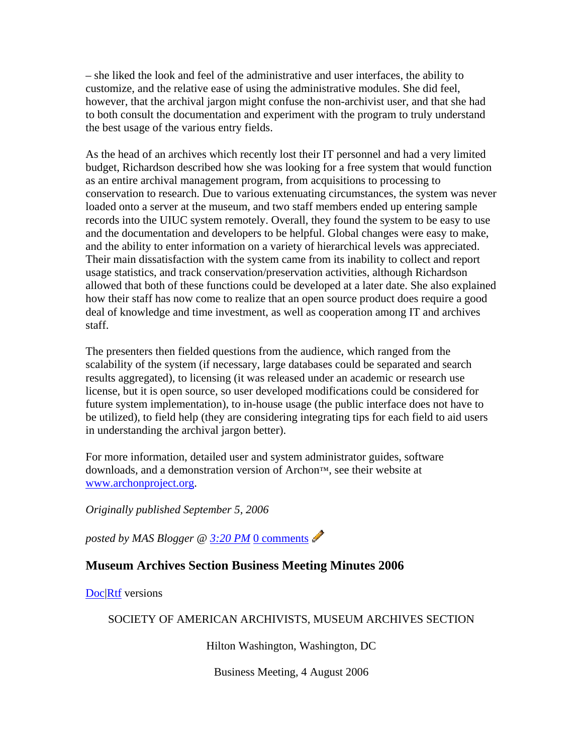– she liked the look and feel of the administrative and user interfaces, the ability to customize, and the relative ease of using the administrative modules. She did feel, however, that the archival jargon might confuse the non-archivist user, and that she had to both consult the documentation and experiment with the program to truly understand the best usage of the various entry fields.

As the head of an archives which recently lost their IT personnel and had a very limited budget, Richardson described how she was looking for a free system that would function as an entire archival management program, from acquisitions to processing to conservation to research. Due to various extenuating circumstances, the system was never loaded onto a server at the museum, and two staff members ended up entering sample records into the UIUC system remotely. Overall, they found the system to be easy to use and the documentation and developers to be helpful. Global changes were easy to make, and the ability to enter information on a variety of hierarchical levels was appreciated. Their main dissatisfaction with the system came from its inability to collect and report usage statistics, and track conservation/preservation activities, although Richardson allowed that both of these functions could be developed at a later date. She also explained how their staff has now come to realize that an open source product does require a good deal of knowledge and time investment, as well as cooperation among IT and archives staff.

The presenters then fielded questions from the audience, which ranged from the scalability of the system (if necessary, large databases could be separated and search results aggregated), to licensing (it was released under an academic or research use license, but it is open source, so user developed modifications could be considered for future system implementation), to in-house usage (the public interface does not have to be utilized), to field help (they are considering integrating tips for each field to aid users in understanding the archival jargon better).

For more information, detailed user and system administrator guides, software downloads, and a demonstration version of Archon™, see their website at [www.archonproject.org](www.archonproject.org).

*Originally published September 5, 2006*

*posted by MAS Blogger @ [3:20 PM]()* [0 comments]()

## Museum Archives Section Business Meeting Minutes 2006

[Doc]()|[Rtf]() versions

SOCIETY OF AMERICAN ARCHIVISTS, MUSEUM ARCHIVES SECTION

Hilton Washington, Washington, DC

Business Meeting, 4 August 2006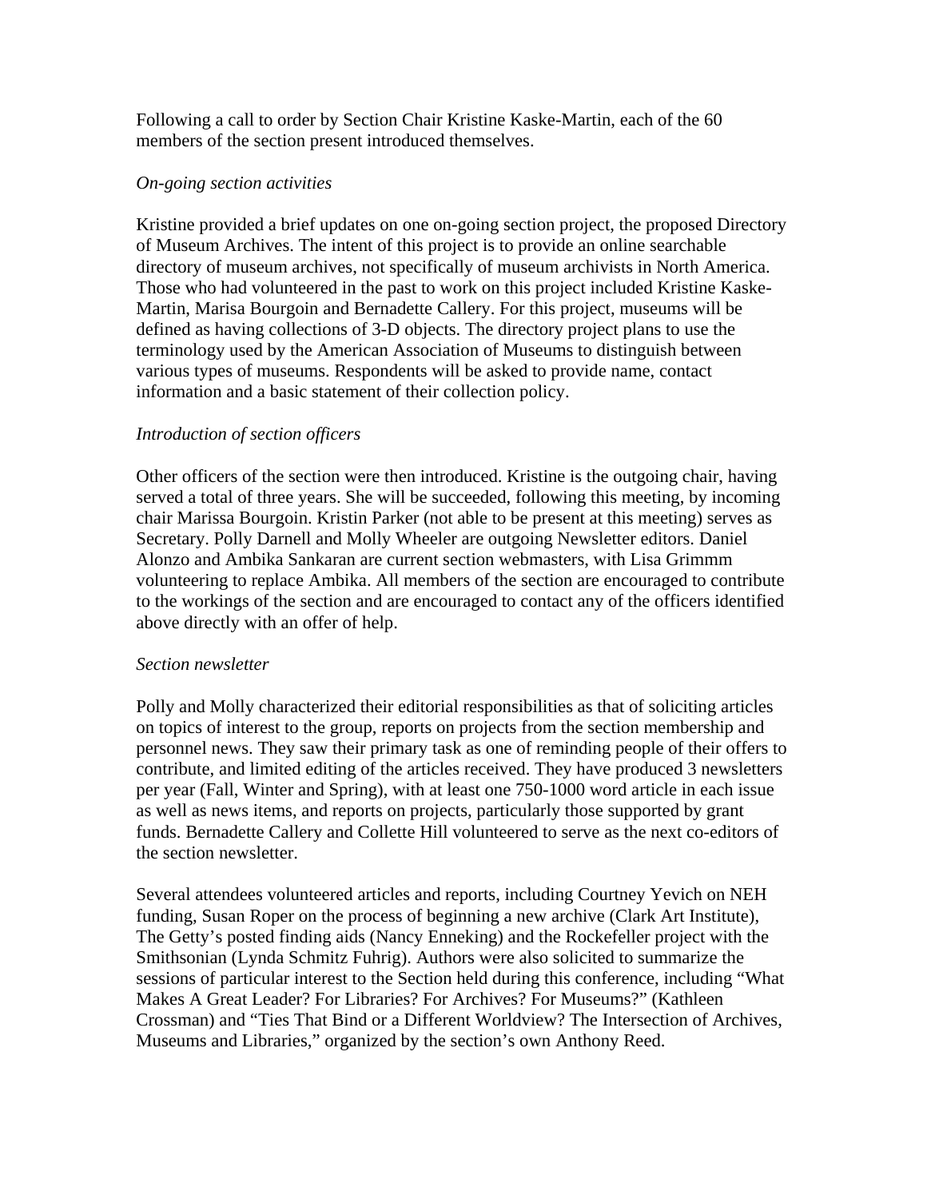Following a call to order by Section Chair Kristine Kaske-Martin, each of the 60 members of the section present introduced themselves.

*On-going section activities*

Kristine provided a brief updates on one on-going section project, the proposed Directory of Museum Archives. The intent of this project is to provide an online searchable directory of museum archives, not specifically of museum archivists in North America. Those who had volunteered in the past to work on this project included Kristine Kaske-Martin, Marisa Bourgoin and Bernadette Callery. For this project, museums will be defined as having collections of 3-D objects. The directory project plans to use the terminology used by the American Association of Museums to distinguish between various types of museums. Respondents will be asked to provide name, contact information and a basic statement of their collection policy.

*Introduction of section officers*

Other officers of the section were then introduced. Kristine is the outgoing chair, having served a total of three years. She will be succeeded, following this meeting, by incoming chair Marissa Bourgoin. Kristin Parker (not able to be present at this meeting) serves as Secretary. Polly Darnell and Molly Wheeler are outgoing Newsletter editors. Daniel Alonzo and Ambika Sankaran are current section webmasters, with Lisa Grimmm volunteering to replace Ambika. All members of the section are encouraged to contribute to the workings of the section and are encouraged to contact any of the officers identified above directly with an offer of help.

*Section newsletter*

Polly and Molly characterized their editorial responsibilities as that of soliciting articles on topics of interest to the group, reports on projects from the section membership and personnel news. They saw their primary task as one of reminding people of their offers to contribute, and limited editing of the articles received. They have produced 3 newsletters per year (Fall, Winter and Spring), with at least one 750-1000 word article in each issue as well as news items, and reports on projects, particularly those supported by grant funds. Bernadette Callery and Collette Hill volunteered to serve as the next co-editors of the section newsletter.

Several attendees volunteered articles and reports, including Courtney Yevich on NEH funding, Susan Roper on the process of beginning a new archive (Clark Art Institute), The Getty's posted finding aids (Nancy Enneking) and the Rockefeller project with the Smithsonian (Lynda Schmitz Fuhrig). Authors were also solicited to summarize the sessions of particular interest to the Section held during this conference, including "What Makes A Great Leader? For Libraries? For Archives? For Museums?" (Kathleen Crossman) and "Ties That Bind or a Different Worldview? The Intersection of Archives, Museums and Libraries," organized by the section's own Anthony Reed.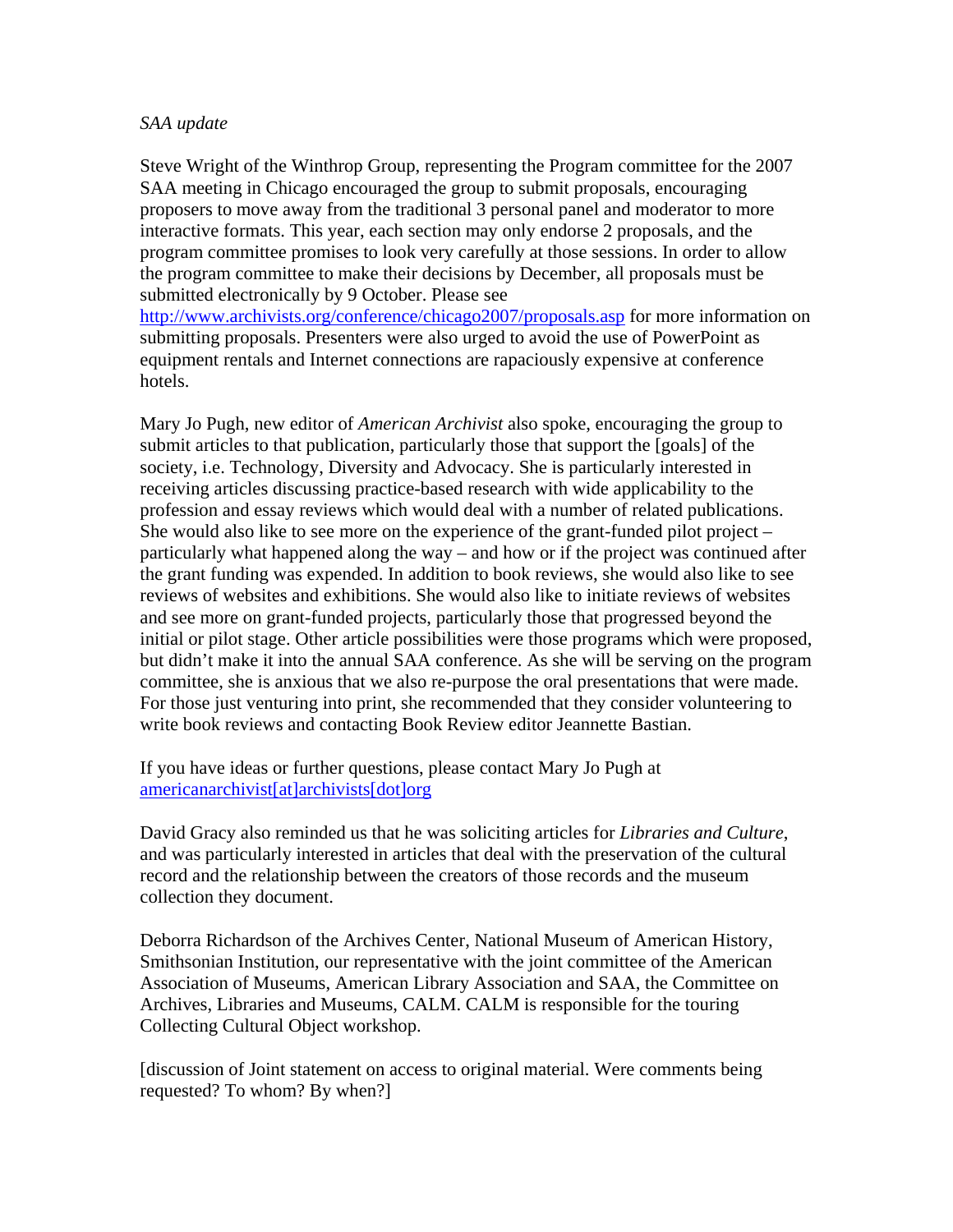*SAA update*

Steve Wright of the Winthrop Group, representing the Program committee for the 2007 SAA meeting in Chicago encouraged the group to submit proposals, encouraging proposers to move away from the traditional 3 personal panel and moderator to more interactive formats. This year, each section may only endorse 2 proposals, and the program committee promises to look very carefully at those sessions. In order to allow the program committee to make their decisions by December, all proposals must be submitted electronically by 9 October. Please see http://www.archivists.org/conference/chicago2007/proposals.asp for more information on submitting proposals. Presenters were also urged to avoid the use of PowerPoint as equipment rentals and Internet connections are rapaciously expensive at conference hotels.

Mary Jo Pugh, new editor of *American Archivist* also spoke, encouraging the group to submit articles to that publication, particularly those that support the [goals] of the society, i.e. Technology, Diversity and Advocacy. She is particularly interested in receiving articles discussing practice-based research with wide applicability to the profession and essay reviews which would deal with a number of related publications. She would also like to see more on the experience of the grant-funded pilot project – particularly what happened along the way – and how or if the project was continued after the grant funding was expended. In addition to book reviews, she would also like to see reviews of websites and exhibitions. She would also like to initiate reviews of websites and see more on grant-funded projects, particularly those that progressed beyond the initial or pilot stage. Other article possibilities were those programs which were proposed, but didn't make it into the annual SAA conference. As she will be serving on the program committee, she is anxious that we also re-purpose the oral presentations that were made. For those just venturing into print, she recommended that they consider volunteering to write book reviews and contacting Book Review editor Jeannette Bastian.

If you have ideas or further questions, please contact Mary Jo Pugh at americanarchivist[at]archivists[dot]org

David Gracy also reminded us that he was soliciting articles for *Libraries and Culture*, and was particularly interested in articles that deal with the preservation of the cultural record and the relationship between the creators of those records and the museum collection they document.

Deborra Richardson of the Archives Center, National Museum of American History, Smithsonian Institution, our representative with the joint committee of the American Association of Museums, American Library Association and SAA, the Committee on Archives, Libraries and Museums, CALM. CALM is responsible for the touring Collecting Cultural Object workshop.

[discussion of Joint statement on access to original material. Were comments being requested? To whom? By when?]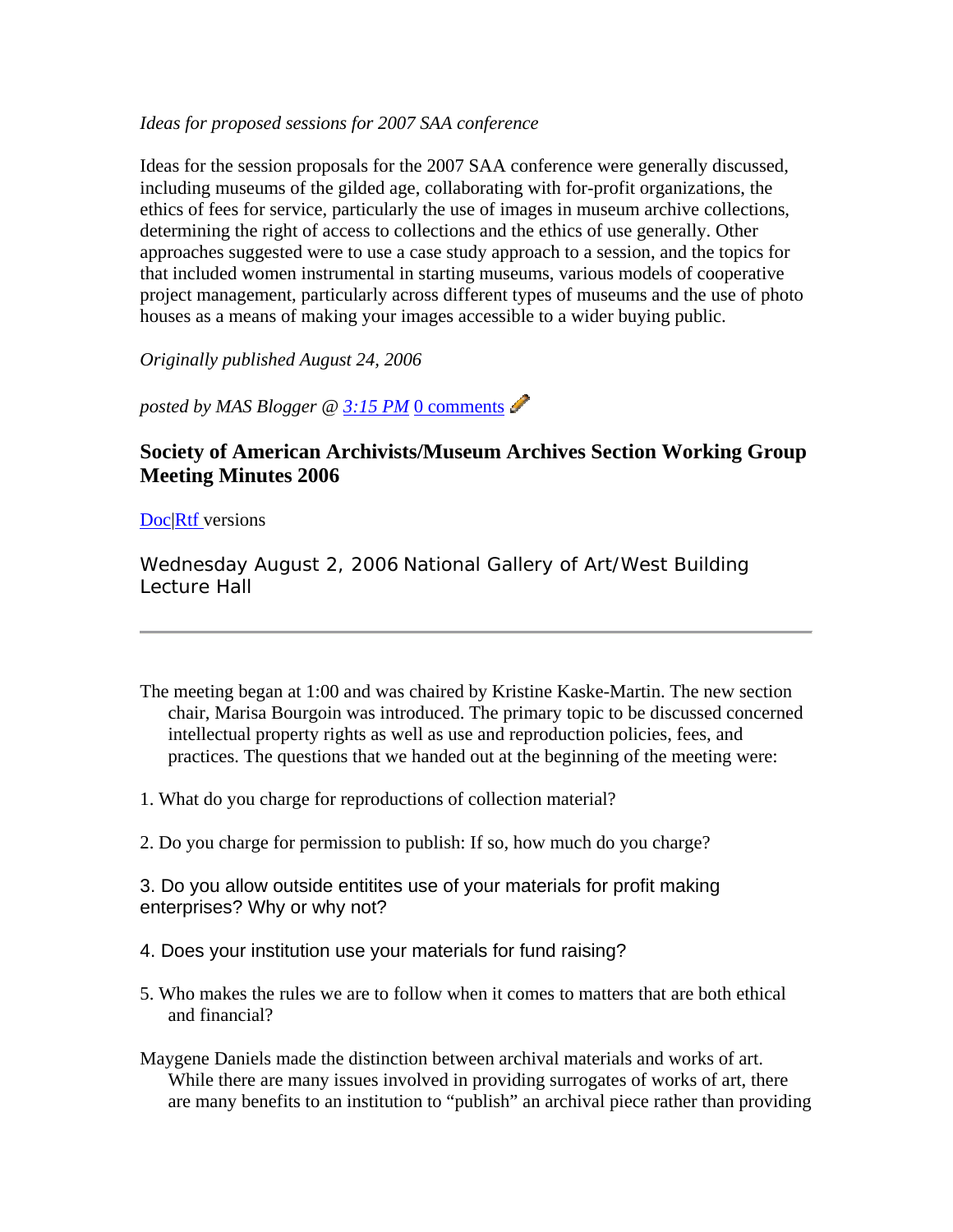*Ideas for proposed sessions for 2007 SAA conference*

Ideas for the session proposals for the 2007 SAA conference were generally discussed, including museums of the gilded age, collaborating with for-profit organizations, the ethics of fees for service, particularly the use of images in museum archive collections, determining the right of access to collections and the ethics of use generally. Other approaches suggested were to use a case study approach to a session, and the topics for that included women instrumental in starting museums, various models of cooperative project management, particularly across different types of museums and the use of photo houses as a means of making your images accessible to a wider buying public.

*Originally published August 24, 2006*

*posted by MAS Blogger @ 3:15 PM* 0 comments

## Society of American Archivists/Museum Archives Section Working Group Meeting Minutes 2006

Doc|Rtf versions

Wednesday August 2, 2006 National Gallery of Art/West Building Lecture Hall

---

The meeting began at 1:00 and was chaired by Kristine Kaske-Martin. The new section chair, Marisa Bourgoin was introduced. The primary topic to be discussed concerned intellectual property rights as well as use and reproduction policies, fees, and practices. The questions that we handed out at the beginning of the meeting were:

1. What do you charge for reproductions of collection material?

2. Do you charge for permission to publish: If so, how much do you charge?

3. Do you allow outside entitites use of your materials for profit making enterprises? Why or why not?

4. Does your institution use your materials for fund raising?

5. Who makes the rules we are to follow when it comes to matters that are both ethical and financial?

Maygene Daniels made the distinction between archival materials and works of art. While there are many issues involved in providing surrogates of works of art, there are many benefits to an institution to "publish" an archival piece rather than providing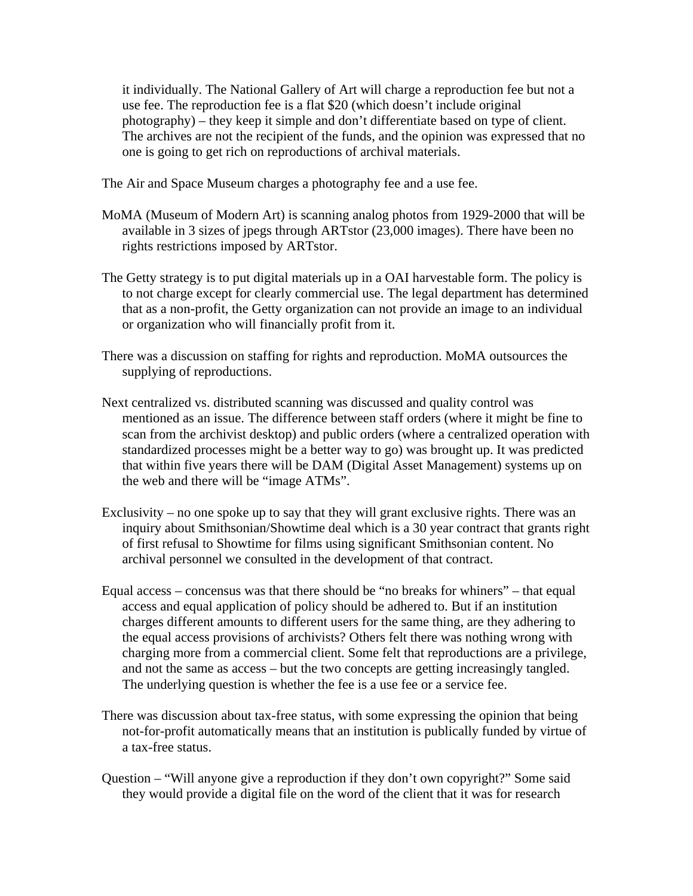it individually. The National Gallery of Art will charge a reproduction fee but not a use fee. The reproduction fee is a flat $20 (which doesn't include original photography) – they keep it simple and don't differentiate based on type of client. The archives are not the recipient of the funds, and the opinion was expressed that no one is going to get rich on reproductions of archival materials.

The Air and Space Museum charges a photography fee and a use fee.

MoMA (Museum of Modern Art) is scanning analog photos from 1929-2000 that will be available in 3 sizes of jpegs through ARTstor (23,000 images). There have been no rights restrictions imposed by ARTstor.

The Getty strategy is to put digital materials up in a OAI harvestable form. The policy is to not charge except for clearly commercial use. The legal department has determined that as a non-profit, the Getty organization can not provide an image to an individual or organization who will financially profit from it.

There was a discussion on staffing for rights and reproduction. MoMA outsources the supplying of reproductions.

Next centralized vs. distributed scanning was discussed and quality control was mentioned as an issue. The difference between staff orders (where it might be fine to scan from the archivist desktop) and public orders (where a centralized operation with standardized processes might be a better way to go) was brought up. It was predicted that within five years there will be DAM (Digital Asset Management) systems up on the web and there will be "image ATMs".

Exclusivity – no one spoke up to say that they will grant exclusive rights. There was an inquiry about Smithsonian/Showtime deal which is a 30 year contract that grants right of first refusal to Showtime for films using significant Smithsonian content. No archival personnel we consulted in the development of that contract.

Equal access – concensus was that there should be "no breaks for whiners" – that equal access and equal application of policy should be adhered to. But if an institution charges different amounts to different users for the same thing, are they adhering to the equal access provisions of archivists? Others felt there was nothing wrong with charging more from a commercial client. Some felt that reproductions are a privilege, and not the same as access – but the two concepts are getting increasingly tangled. The underlying question is whether the fee is a use fee or a service fee.

There was discussion about tax-free status, with some expressing the opinion that being not-for-profit automatically means that an institution is publically funded by virtue of a tax-free status.

Question – "Will anyone give a reproduction if they don't own copyright?" Some said they would provide a digital file on the word of the client that it was for research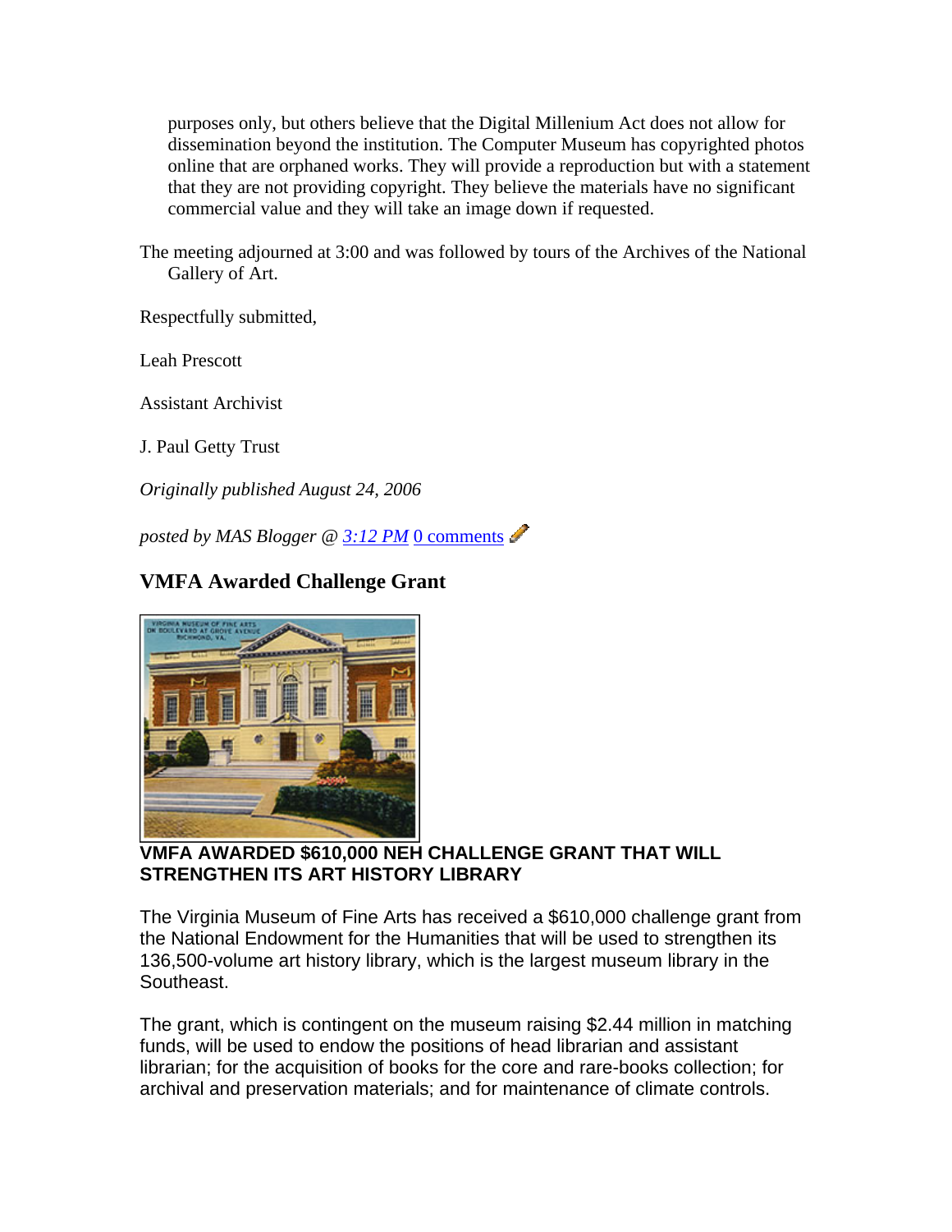purposes only, but others believe that the Digital Millenium Act does not allow for dissemination beyond the institution. The Computer Museum has copyrighted photos online that are orphaned works. They will provide a reproduction but with a statement that they are not providing copyright. They believe the materials have no significant commercial value and they will take an image down if requested.

The meeting adjourned at 3:00 and was followed by tours of the Archives of the National Gallery of Art.

Respectfully submitted,

Leah Prescott

Assistant Archivist

J. Paul Getty Trust

*Originally published August 24, 2006*

*posted by MAS Blogger @ 3:12 PM* 0 comments

## VMFA Awarded Challenge Grant

**VMFA AWARDED $610,000 NEH CHALLENGE GRANT THAT WILL STRENGTHEN ITS ART HISTORY LIBRARY**

The Virginia Museum of Fine Arts has received a $610,000 challenge grant from the National Endowment for the Humanities that will be used to strengthen its 136,500-volume art history library, which is the largest museum library in the Southeast.

The grant, which is contingent on the museum raising $2.44 million in matching funds, will be used to endow the positions of head librarian and assistant librarian; for the acquisition of books for the core and rare-books collection; for archival and preservation materials; and for maintenance of climate controls.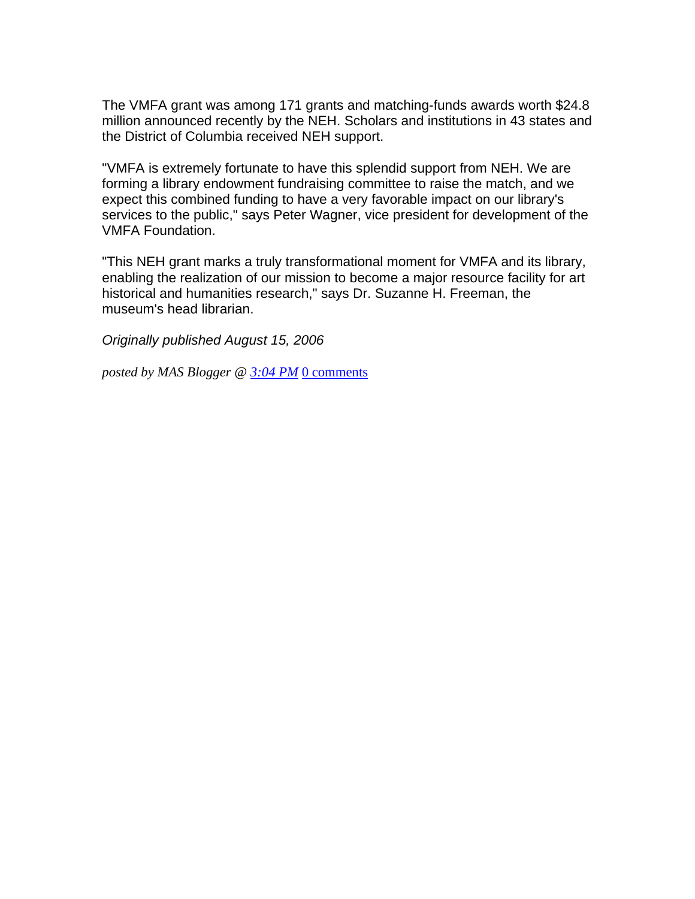The VMFA grant was among 171 grants and matching-funds awards worth $24.8 million announced recently by the NEH. Scholars and institutions in 43 states and the District of Columbia received NEH support.

"VMFA is extremely fortunate to have this splendid support from NEH. We are forming a library endowment fundraising committee to raise the match, and we expect this combined funding to have a very favorable impact on our library's services to the public," says Peter Wagner, vice president for development of the VMFA Foundation.

"This NEH grant marks a truly transformational moment for VMFA and its library, enabling the realization of our mission to become a major resource facility for art historical and humanities research," says Dr. Suzanne H. Freeman, the museum's head librarian.

*Originally published August 15, 2006*

*posted by MAS Blogger @ 3:04 PM* 0 comments